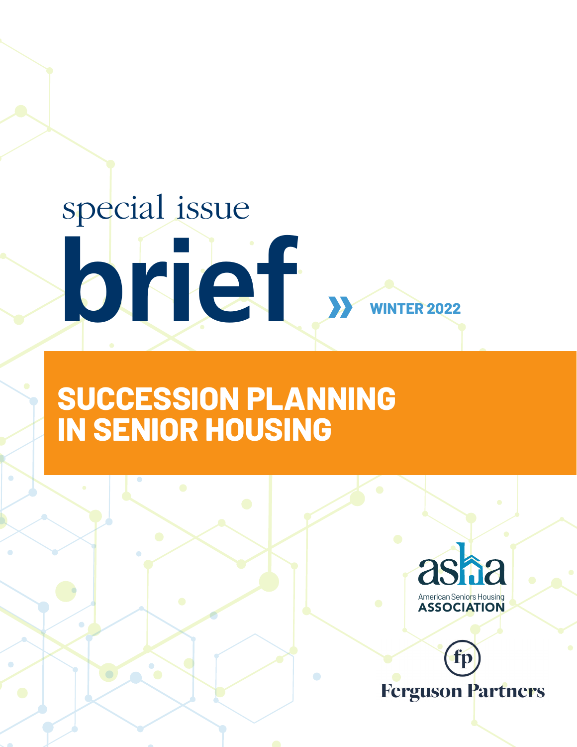special issue

# brief

WINTER 2022

## SUCCESSION PLANNING IN SENIOR HOUSING

asha
American Seniors Housing
ASSOCIATION

fp
Ferguson Partners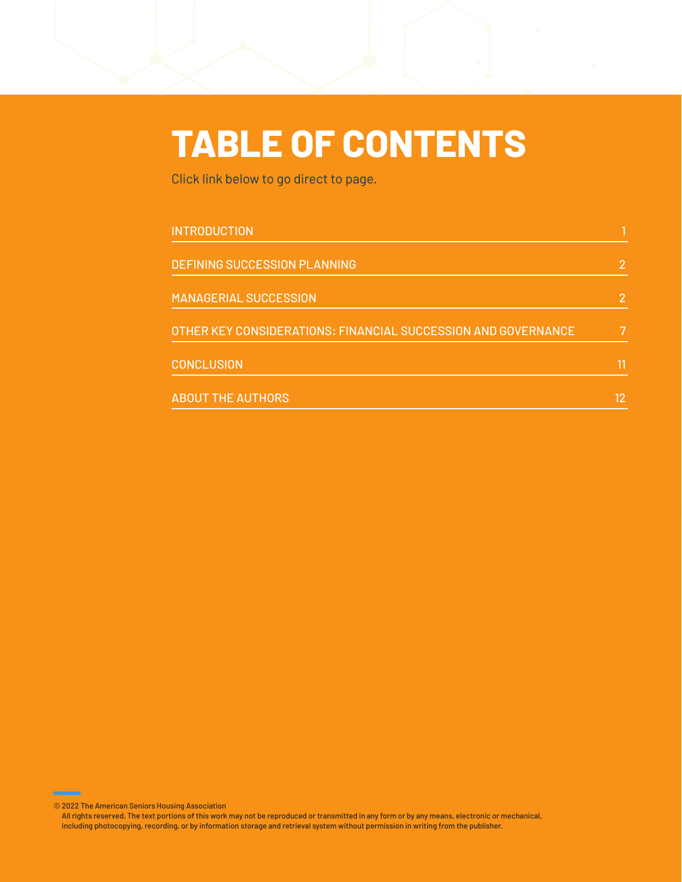# TABLE OF CONTENTS

Click link below to go direct to page.

| | |
|---|---|
| INTRODUCTION | 1 |
| DEFINING SUCCESSION PLANNING | 2 |
| MANAGERIAL SUCCESSION | 2 |
| OTHER KEY CONSIDERATIONS: FINANCIAL SUCCESSION AND GOVERNANCE | 7 |
| CONCLUSION | 11 |
| ABOUT THE AUTHORS | 12 |

© 2022 The American Seniors Housing Association
All rights reserved. The text portions of this work may not be reproduced or transmitted in any form or by any means, electronic or mechanical, including photocopying, recording, or by information storage and retrieval system without permission in writing from the publisher.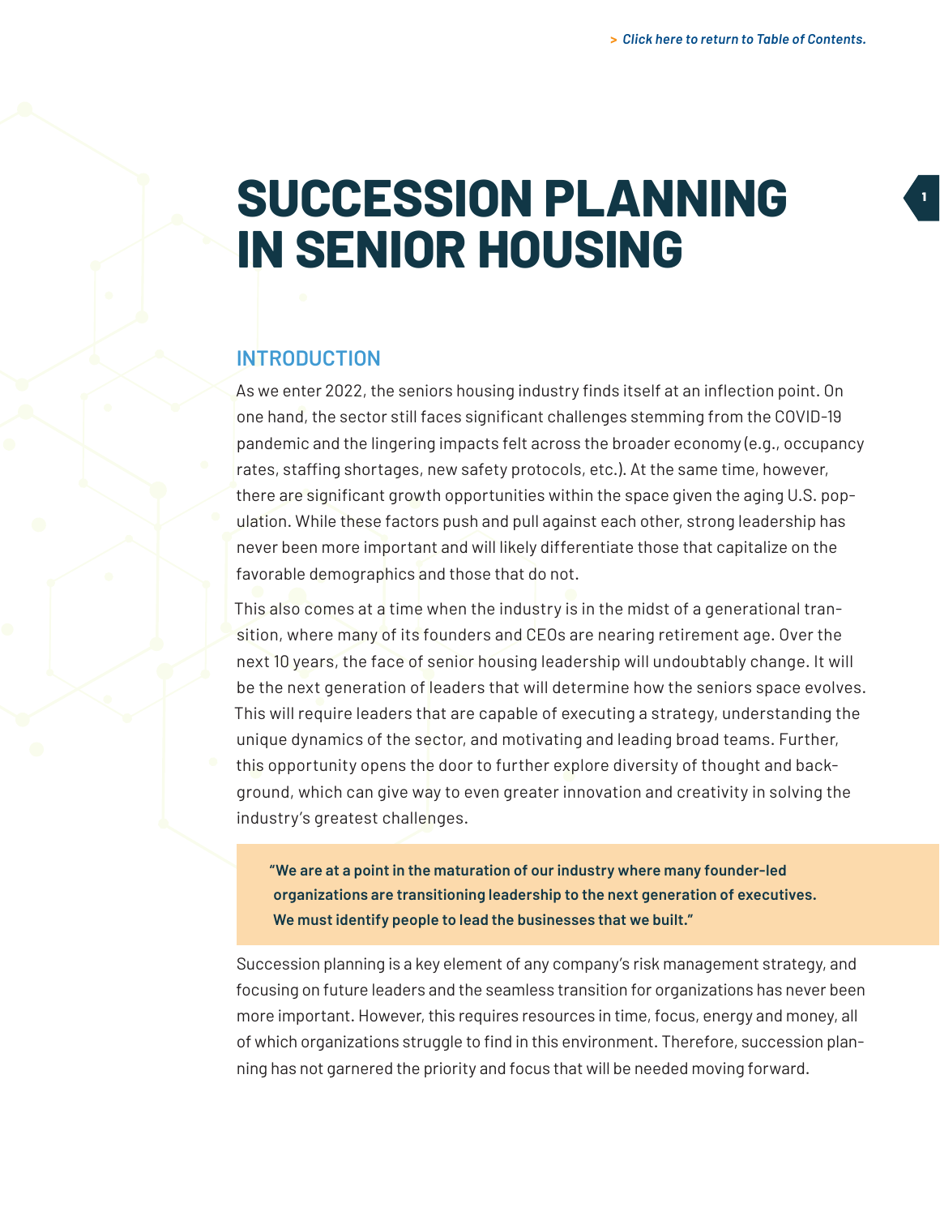# SUCCESSION PLANNING IN SENIOR HOUSING

## INTRODUCTION

As we enter 2022, the seniors housing industry finds itself at an inflection point. On one hand, the sector still faces significant challenges stemming from the COVID-19 pandemic and the lingering impacts felt across the broader economy (e.g., occupancy rates, staffing shortages, new safety protocols, etc.). At the same time, however, there are significant growth opportunities within the space given the aging U.S. population. While these factors push and pull against each other, strong leadership has never been more important and will likely differentiate those that capitalize on the favorable demographics and those that do not.

This also comes at a time when the industry is in the midst of a generational transition, where many of its founders and CEOs are nearing retirement age. Over the next 10 years, the face of senior housing leadership will undoubtably change. It will be the next generation of leaders that will determine how the seniors space evolves. This will require leaders that are capable of executing a strategy, understanding the unique dynamics of the sector, and motivating and leading broad teams. Further, this opportunity opens the door to further explore diversity of thought and background, which can give way to even greater innovation and creativity in solving the industry's greatest challenges.

> **"We are at a point in the maturation of our industry where many founder-led organizations are transitioning leadership to the next generation of executives. We must identify people to lead the businesses that we built."**

Succession planning is a key element of any company's risk management strategy, and focusing on future leaders and the seamless transition for organizations has never been more important. However, this requires resources in time, focus, energy and money, all of which organizations struggle to find in this environment. Therefore, succession planning has not garnered the priority and focus that will be needed moving forward.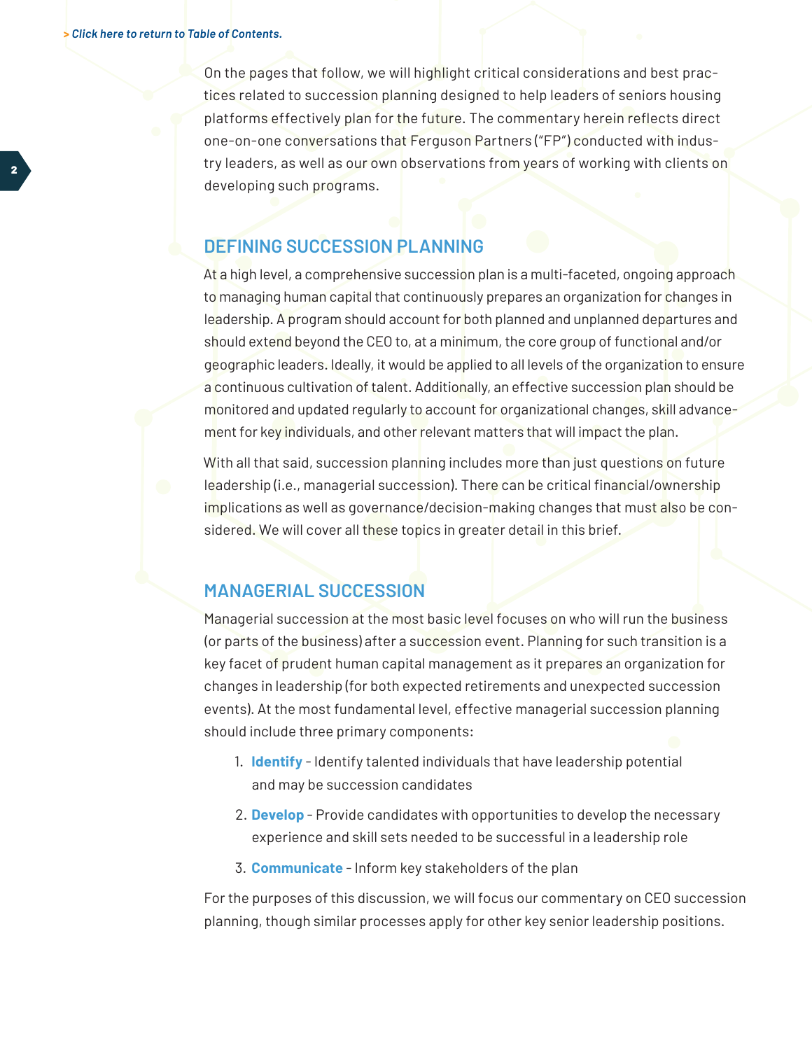*> Click here to return to Table of Contents.*

On the pages that follow, we will highlight critical considerations and best practices related to succession planning designed to help leaders of seniors housing platforms effectively plan for the future. The commentary herein reflects direct one-on-one conversations that Ferguson Partners ("FP") conducted with industry leaders, as well as our own observations from years of working with clients on developing such programs.

## DEFINING SUCCESSION PLANNING

At a high level, a comprehensive succession plan is a multi-faceted, ongoing approach to managing human capital that continuously prepares an organization for changes in leadership. A program should account for both planned and unplanned departures and should extend beyond the CEO to, at a minimum, the core group of functional and/or geographic leaders. Ideally, it would be applied to all levels of the organization to ensure a continuous cultivation of talent. Additionally, an effective succession plan should be monitored and updated regularly to account for organizational changes, skill advancement for key individuals, and other relevant matters that will impact the plan.

With all that said, succession planning includes more than just questions on future leadership (i.e., managerial succession). There can be critical financial/ownership implications as well as governance/decision-making changes that must also be considered. We will cover all these topics in greater detail in this brief.

## MANAGERIAL SUCCESSION

Managerial succession at the most basic level focuses on who will run the business (or parts of the business) after a succession event. Planning for such transition is a key facet of prudent human capital management as it prepares an organization for changes in leadership (for both expected retirements and unexpected succession events). At the most fundamental level, effective managerial succession planning should include three primary components:

1. **Identify** - Identify talented individuals that have leadership potential and may be succession candidates
2. **Develop** - Provide candidates with opportunities to develop the necessary experience and skill sets needed to be successful in a leadership role
3. **Communicate** - Inform key stakeholders of the plan

For the purposes of this discussion, we will focus our commentary on CEO succession planning, though similar processes apply for other key senior leadership positions.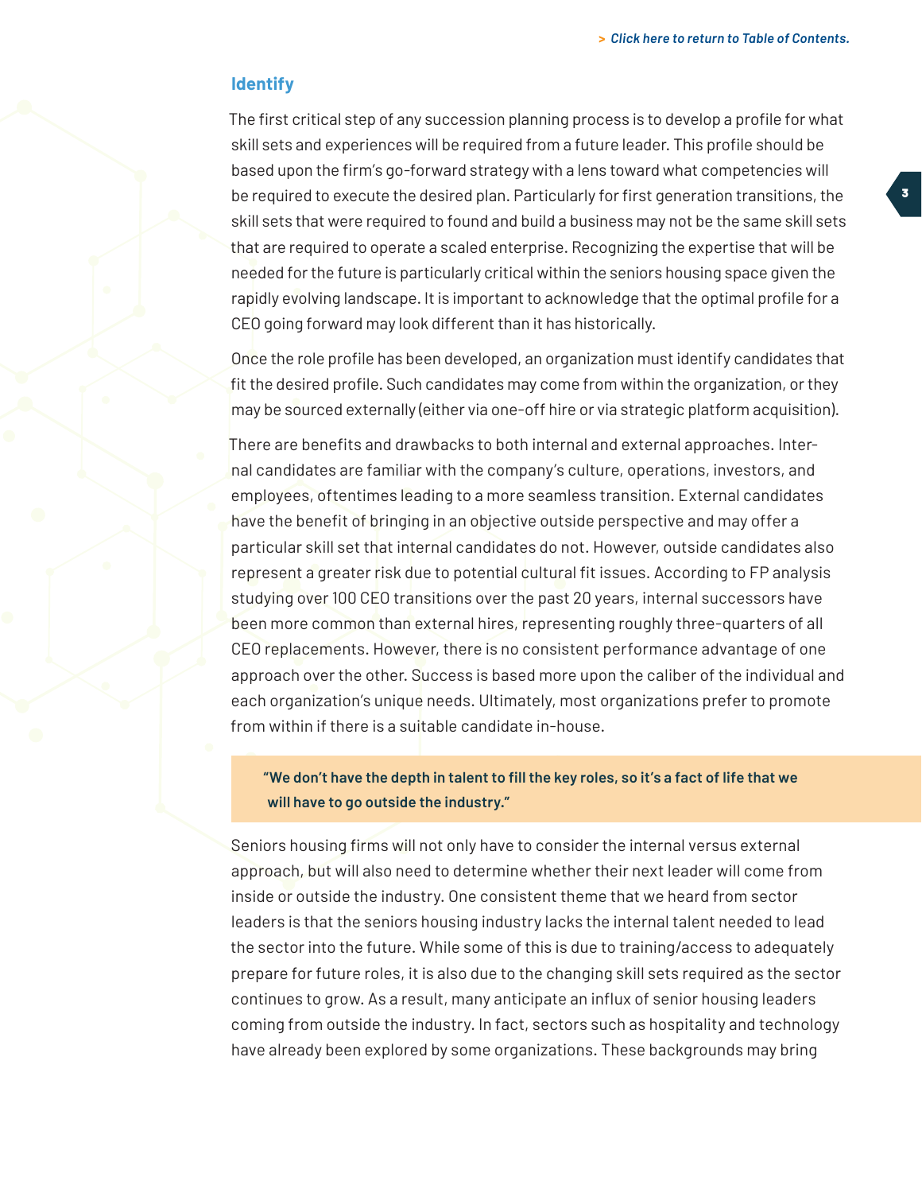## Identify

The first critical step of any succession planning process is to develop a profile for what skill sets and experiences will be required from a future leader. This profile should be based upon the firm's go-forward strategy with a lens toward what competencies will be required to execute the desired plan. Particularly for first generation transitions, the skill sets that were required to found and build a business may not be the same skill sets that are required to operate a scaled enterprise. Recognizing the expertise that will be needed for the future is particularly critical within the seniors housing space given the rapidly evolving landscape. It is important to acknowledge that the optimal profile for a CEO going forward may look different than it has historically.

Once the role profile has been developed, an organization must identify candidates that fit the desired profile. Such candidates may come from within the organization, or they may be sourced externally (either via one-off hire or via strategic platform acquisition).

There are benefits and drawbacks to both internal and external approaches. Internal candidates are familiar with the company's culture, operations, investors, and employees, oftentimes leading to a more seamless transition. External candidates have the benefit of bringing in an objective outside perspective and may offer a particular skill set that internal candidates do not. However, outside candidates also represent a greater risk due to potential cultural fit issues. According to FP analysis studying over 100 CEO transitions over the past 20 years, internal successors have been more common than external hires, representing roughly three-quarters of all CEO replacements. However, there is no consistent performance advantage of one approach over the other. Success is based more upon the caliber of the individual and each organization's unique needs. Ultimately, most organizations prefer to promote from within if there is a suitable candidate in-house.

> **"We don't have the depth in talent to fill the key roles, so it's a fact of life that we will have to go outside the industry."**

Seniors housing firms will not only have to consider the internal versus external approach, but will also need to determine whether their next leader will come from inside or outside the industry. One consistent theme that we heard from sector leaders is that the seniors housing industry lacks the internal talent needed to lead the sector into the future. While some of this is due to training/access to adequately prepare for future roles, it is also due to the changing skill sets required as the sector continues to grow. As a result, many anticipate an influx of senior housing leaders coming from outside the industry. In fact, sectors such as hospitality and technology have already been explored by some organizations. These backgrounds may bring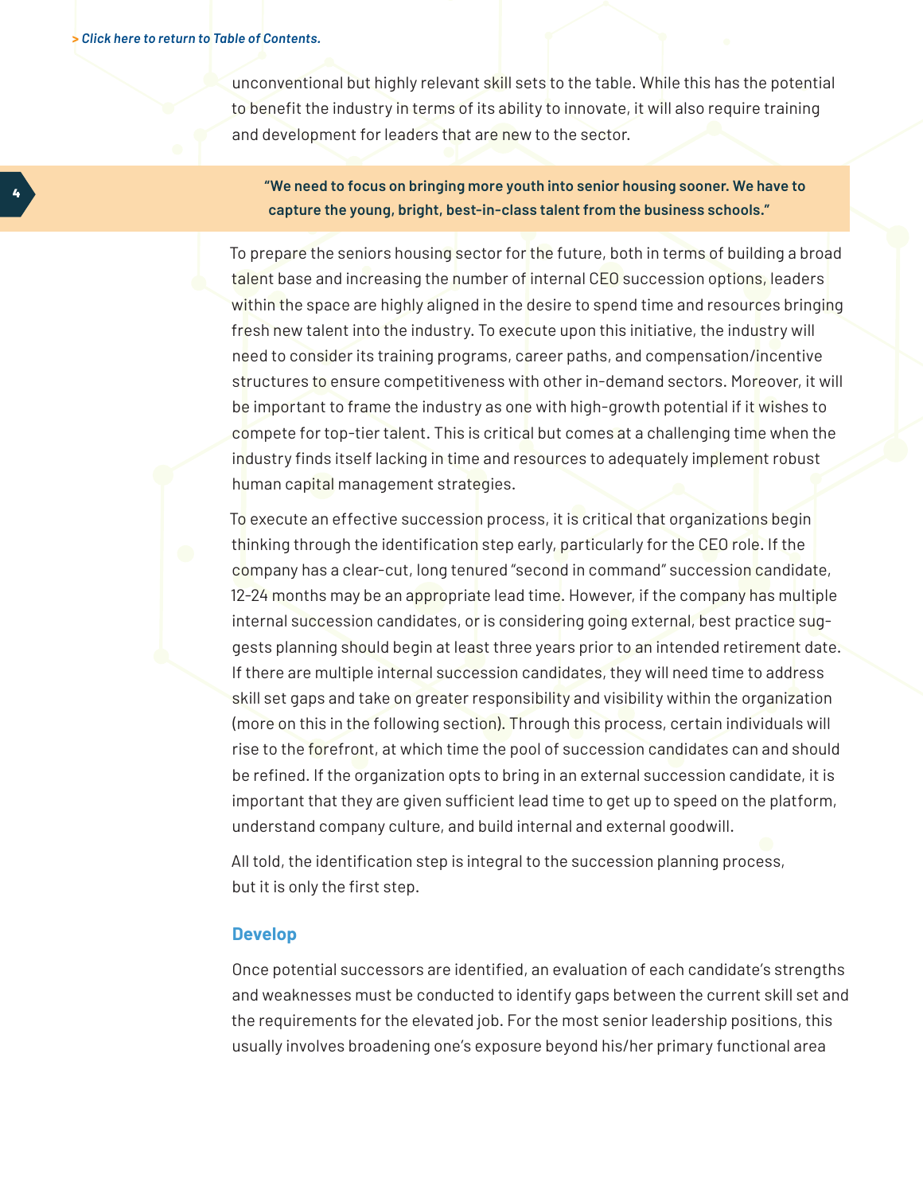unconventional but highly relevant skill sets to the table. While this has the potential to benefit the industry in terms of its ability to innovate, it will also require training and development for leaders that are new to the sector.

> **"We need to focus on bringing more youth into senior housing sooner. We have to capture the young, bright, best-in-class talent from the business schools."**

To prepare the seniors housing sector for the future, both in terms of building a broad talent base and increasing the number of internal CEO succession options, leaders within the space are highly aligned in the desire to spend time and resources bringing fresh new talent into the industry. To execute upon this initiative, the industry will need to consider its training programs, career paths, and compensation/incentive structures to ensure competitiveness with other in-demand sectors. Moreover, it will be important to frame the industry as one with high-growth potential if it wishes to compete for top-tier talent. This is critical but comes at a challenging time when the industry finds itself lacking in time and resources to adequately implement robust human capital management strategies.

To execute an effective succession process, it is critical that organizations begin thinking through the identification step early, particularly for the CEO role. If the company has a clear-cut, long tenured "second in command" succession candidate, 12-24 months may be an appropriate lead time. However, if the company has multiple internal succession candidates, or is considering going external, best practice suggests planning should begin at least three years prior to an intended retirement date. If there are multiple internal succession candidates, they will need time to address skill set gaps and take on greater responsibility and visibility within the organization (more on this in the following section). Through this process, certain individuals will rise to the forefront, at which time the pool of succession candidates can and should be refined. If the organization opts to bring in an external succession candidate, it is important that they are given sufficient lead time to get up to speed on the platform, understand company culture, and build internal and external goodwill.

All told, the identification step is integral to the succession planning process, but it is only the first step.

### Develop

Once potential successors are identified, an evaluation of each candidate's strengths and weaknesses must be conducted to identify gaps between the current skill set and the requirements for the elevated job. For the most senior leadership positions, this usually involves broadening one's exposure beyond his/her primary functional area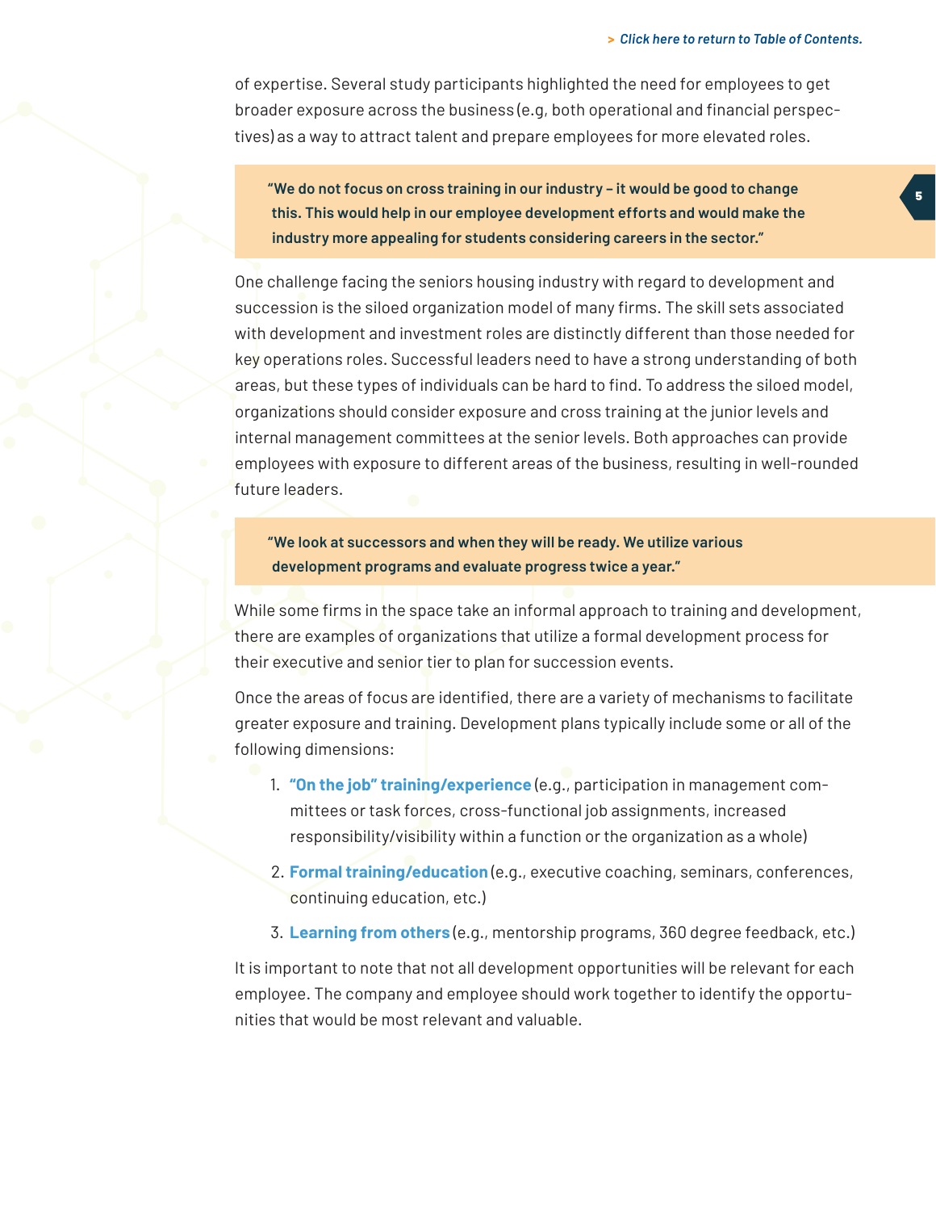of expertise. Several study participants highlighted the need for employees to get broader exposure across the business (e.g, both operational and financial perspectives) as a way to attract talent and prepare employees for more elevated roles.

> **"We do not focus on cross training in our industry – it would be good to change this. This would help in our employee development efforts and would make the industry more appealing for students considering careers in the sector."**

One challenge facing the seniors housing industry with regard to development and succession is the siloed organization model of many firms. The skill sets associated with development and investment roles are distinctly different than those needed for key operations roles. Successful leaders need to have a strong understanding of both areas, but these types of individuals can be hard to find. To address the siloed model, organizations should consider exposure and cross training at the junior levels and internal management committees at the senior levels. Both approaches can provide employees with exposure to different areas of the business, resulting in well-rounded future leaders.

> **"We look at successors and when they will be ready. We utilize various development programs and evaluate progress twice a year."**

While some firms in the space take an informal approach to training and development, there are examples of organizations that utilize a formal development process for their executive and senior tier to plan for succession events.

Once the areas of focus are identified, there are a variety of mechanisms to facilitate greater exposure and training. Development plans typically include some or all of the following dimensions:

1. **"On the job" training/experience** (e.g., participation in management committees or task forces, cross-functional job assignments, increased responsibility/visibility within a function or the organization as a whole)
2. **Formal training/education** (e.g., executive coaching, seminars, conferences, continuing education, etc.)
3. **Learning from others** (e.g., mentorship programs, 360 degree feedback, etc.)

It is important to note that not all development opportunities will be relevant for each employee. The company and employee should work together to identify the opportunities that would be most relevant and valuable.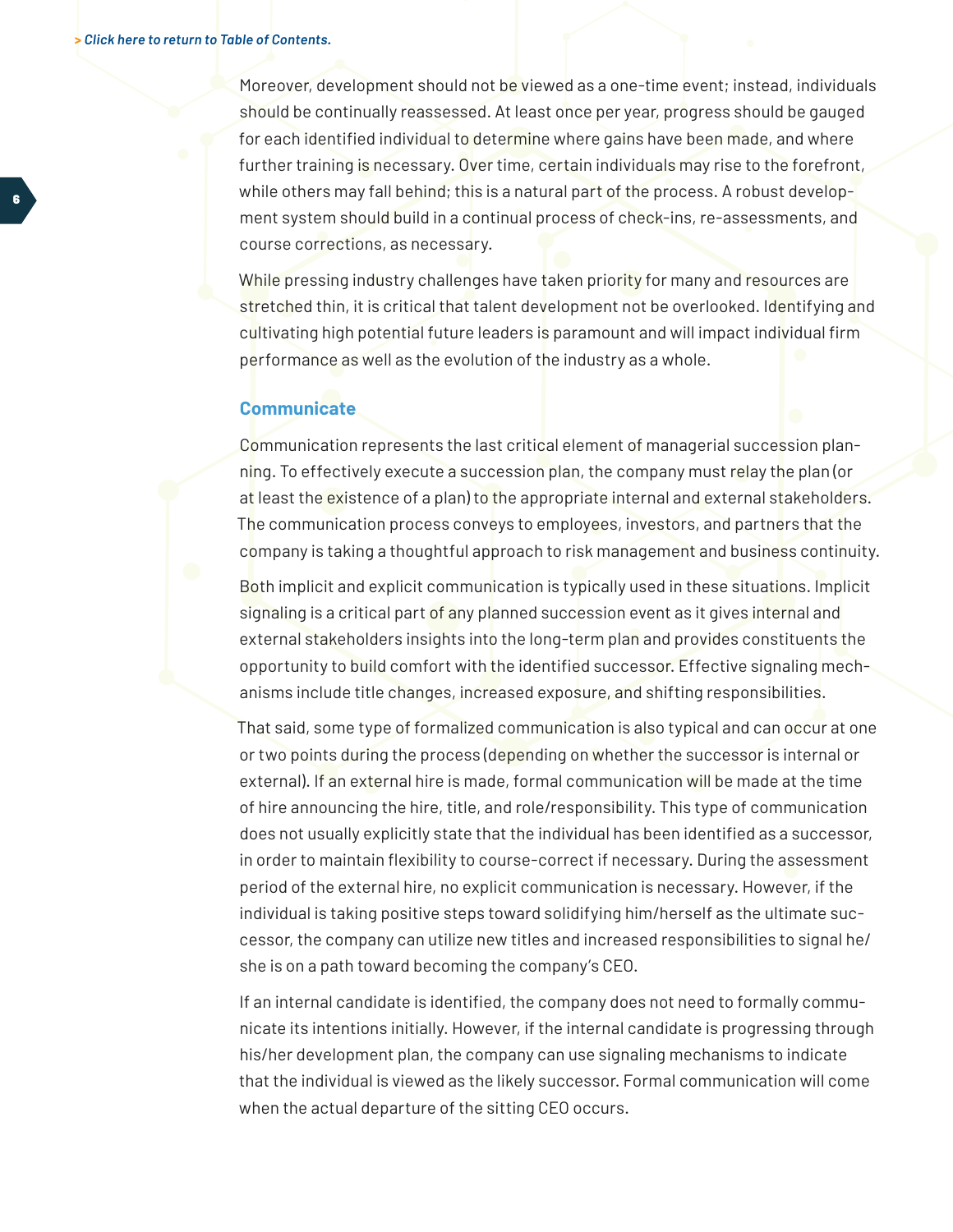Moreover, development should not be viewed as a one-time event; instead, individuals should be continually reassessed. At least once per year, progress should be gauged for each identified individual to determine where gains have been made, and where further training is necessary. Over time, certain individuals may rise to the forefront, while others may fall behind; this is a natural part of the process. A robust development system should build in a continual process of check-ins, re-assessments, and course corrections, as necessary.

While pressing industry challenges have taken priority for many and resources are stretched thin, it is critical that talent development not be overlooked. Identifying and cultivating high potential future leaders is paramount and will impact individual firm performance as well as the evolution of the industry as a whole.

### Communicate

Communication represents the last critical element of managerial succession planning. To effectively execute a succession plan, the company must relay the plan (or at least the existence of a plan) to the appropriate internal and external stakeholders. The communication process conveys to employees, investors, and partners that the company is taking a thoughtful approach to risk management and business continuity.

Both implicit and explicit communication is typically used in these situations. Implicit signaling is a critical part of any planned succession event as it gives internal and external stakeholders insights into the long-term plan and provides constituents the opportunity to build comfort with the identified successor. Effective signaling mechanisms include title changes, increased exposure, and shifting responsibilities.

That said, some type of formalized communication is also typical and can occur at one or two points during the process (depending on whether the successor is internal or external). If an external hire is made, formal communication will be made at the time of hire announcing the hire, title, and role/responsibility. This type of communication does not usually explicitly state that the individual has been identified as a successor, in order to maintain flexibility to course-correct if necessary. During the assessment period of the external hire, no explicit communication is necessary. However, if the individual is taking positive steps toward solidifying him/herself as the ultimate successor, the company can utilize new titles and increased responsibilities to signal he/she is on a path toward becoming the company's CEO.

If an internal candidate is identified, the company does not need to formally communicate its intentions initially. However, if the internal candidate is progressing through his/her development plan, the company can use signaling mechanisms to indicate that the individual is viewed as the likely successor. Formal communication will come when the actual departure of the sitting CEO occurs.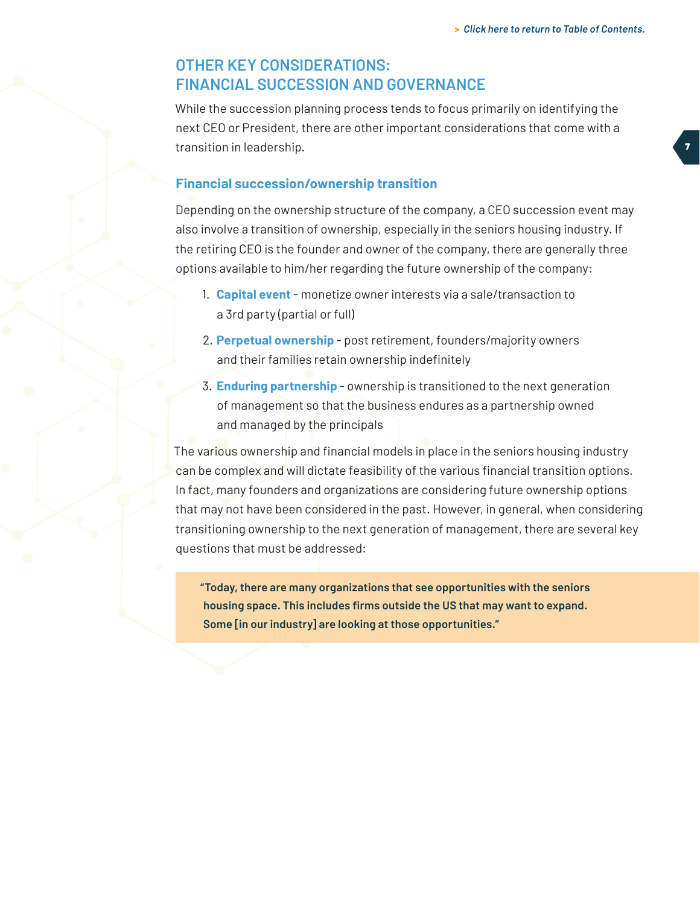## OTHER KEY CONSIDERATIONS: FINANCIAL SUCCESSION AND GOVERNANCE

While the succession planning process tends to focus primarily on identifying the next CEO or President, there are other important considerations that come with a transition in leadership.

### Financial succession/ownership transition

Depending on the ownership structure of the company, a CEO succession event may also involve a transition of ownership, especially in the seniors housing industry. If the retiring CEO is the founder and owner of the company, there are generally three options available to him/her regarding the future ownership of the company:

1. **Capital event** - monetize owner interests via a sale/transaction to a 3rd party (partial or full)
2. **Perpetual ownership** - post retirement, founders/majority owners and their families retain ownership indefinitely
3. **Enduring partnership** - ownership is transitioned to the next generation of management so that the business endures as a partnership owned and managed by the principals

The various ownership and financial models in place in the seniors housing industry can be complex and will dictate feasibility of the various financial transition options. In fact, many founders and organizations are considering future ownership options that may not have been considered in the past. However, in general, when considering transitioning ownership to the next generation of management, there are several key questions that must be addressed:

> **"Today, there are many organizations that see opportunities with the seniors housing space. This includes firms outside the US that may want to expand. Some [in our industry] are looking at those opportunities."**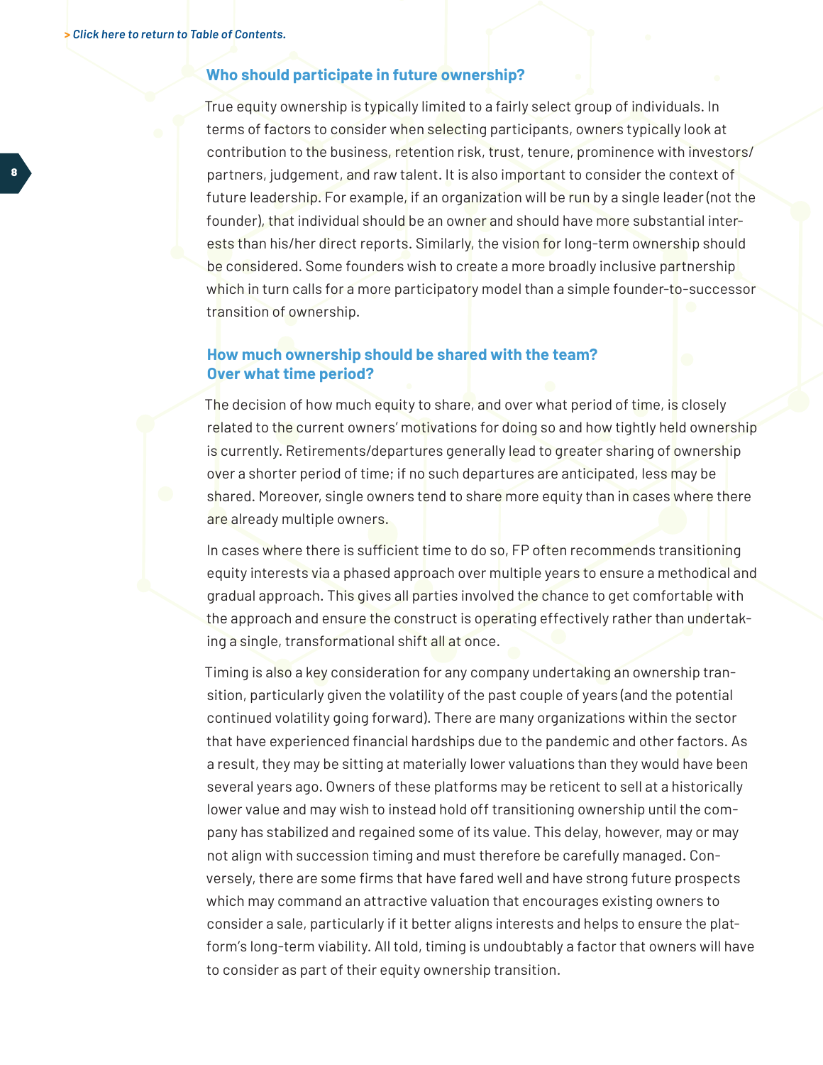> *Click here to return to Table of Contents.*

### Who should participate in future ownership?

True equity ownership is typically limited to a fairly select group of individuals. In terms of factors to consider when selecting participants, owners typically look at contribution to the business, retention risk, trust, tenure, prominence with investors/partners, judgement, and raw talent. It is also important to consider the context of future leadership. For example, if an organization will be run by a single leader (not the founder), that individual should be an owner and should have more substantial interests than his/her direct reports. Similarly, the vision for long-term ownership should be considered. Some founders wish to create a more broadly inclusive partnership which in turn calls for a more participatory model than a simple founder-to-successor transition of ownership.

### How much ownership should be shared with the team? Over what time period?

The decision of how much equity to share, and over what period of time, is closely related to the current owners' motivations for doing so and how tightly held ownership is currently. Retirements/departures generally lead to greater sharing of ownership over a shorter period of time; if no such departures are anticipated, less may be shared. Moreover, single owners tend to share more equity than in cases where there are already multiple owners.

In cases where there is sufficient time to do so, FP often recommends transitioning equity interests via a phased approach over multiple years to ensure a methodical and gradual approach. This gives all parties involved the chance to get comfortable with the approach and ensure the construct is operating effectively rather than undertaking a single, transformational shift all at once.

Timing is also a key consideration for any company undertaking an ownership transition, particularly given the volatility of the past couple of years (and the potential continued volatility going forward). There are many organizations within the sector that have experienced financial hardships due to the pandemic and other factors. As a result, they may be sitting at materially lower valuations than they would have been several years ago. Owners of these platforms may be reticent to sell at a historically lower value and may wish to instead hold off transitioning ownership until the company has stabilized and regained some of its value. This delay, however, may or may not align with succession timing and must therefore be carefully managed. Conversely, there are some firms that have fared well and have strong future prospects which may command an attractive valuation that encourages existing owners to consider a sale, particularly if it better aligns interests and helps to ensure the platform's long-term viability. All told, timing is undoubtably a factor that owners will have to consider as part of their equity ownership transition.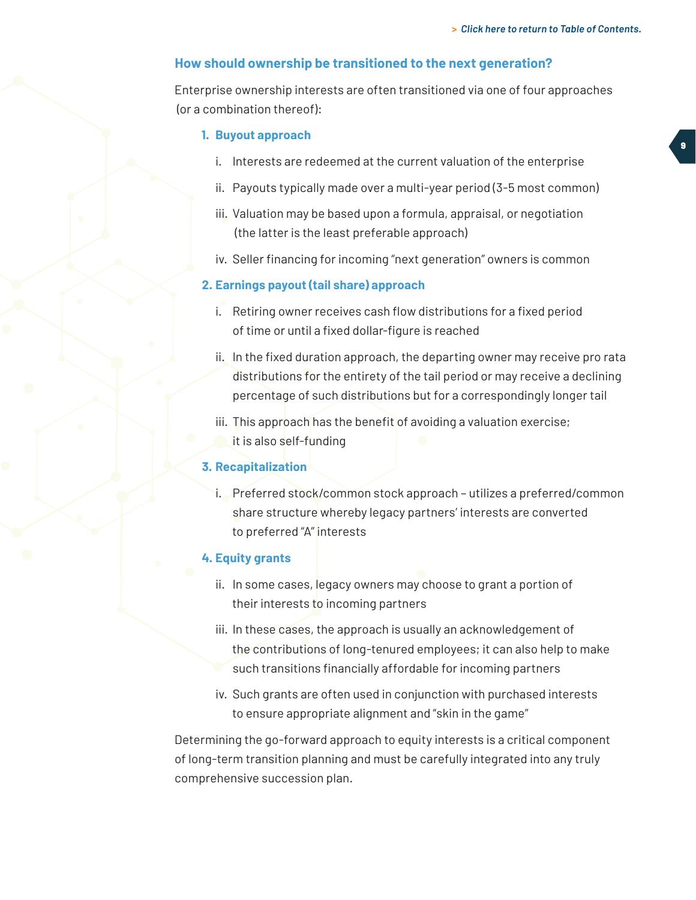## How should ownership be transitioned to the next generation?

Enterprise ownership interests are often transitioned via one of four approaches (or a combination thereof):

### 1. Buyout approach

i. Interests are redeemed at the current valuation of the enterprise

ii. Payouts typically made over a multi-year period (3-5 most common)

iii. Valuation may be based upon a formula, appraisal, or negotiation (the latter is the least preferable approach)

iv. Seller financing for incoming "next generation" owners is common

### 2. Earnings payout (tail share) approach

i. Retiring owner receives cash flow distributions for a fixed period of time or until a fixed dollar-figure is reached

ii. In the fixed duration approach, the departing owner may receive pro rata distributions for the entirety of the tail period or may receive a declining percentage of such distributions but for a correspondingly longer tail

iii. This approach has the benefit of avoiding a valuation exercise; it is also self-funding

### 3. Recapitalization

i. Preferred stock/common stock approach – utilizes a preferred/common share structure whereby legacy partners' interests are converted to preferred "A" interests

### 4. Equity grants

ii. In some cases, legacy owners may choose to grant a portion of their interests to incoming partners

iii. In these cases, the approach is usually an acknowledgement of the contributions of long-tenured employees; it can also help to make such transitions financially affordable for incoming partners

iv. Such grants are often used in conjunction with purchased interests to ensure appropriate alignment and "skin in the game"

Determining the go-forward approach to equity interests is a critical component of long-term transition planning and must be carefully integrated into any truly comprehensive succession plan.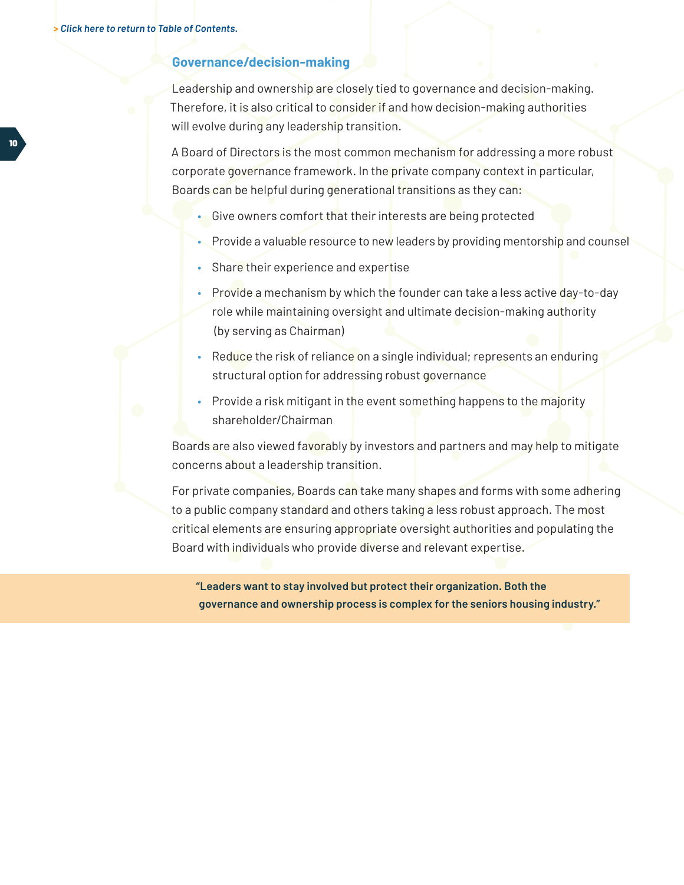> Click here to return to Table of Contents.

## Governance/decision-making

Leadership and ownership are closely tied to governance and decision-making. Therefore, it is also critical to consider if and how decision-making authorities will evolve during any leadership transition.

A Board of Directors is the most common mechanism for addressing a more robust corporate governance framework. In the private company context in particular, Boards can be helpful during generational transitions as they can:

- Give owners comfort that their interests are being protected
- Provide a valuable resource to new leaders by providing mentorship and counsel
- Share their experience and expertise
- Provide a mechanism by which the founder can take a less active day-to-day role while maintaining oversight and ultimate decision-making authority (by serving as Chairman)
- Reduce the risk of reliance on a single individual; represents an enduring structural option for addressing robust governance
- Provide a risk mitigant in the event something happens to the majority shareholder/Chairman

Boards are also viewed favorably by investors and partners and may help to mitigate concerns about a leadership transition.

For private companies, Boards can take many shapes and forms with some adhering to a public company standard and others taking a less robust approach. The most critical elements are ensuring appropriate oversight authorities and populating the Board with individuals who provide diverse and relevant expertise.

> **"Leaders want to stay involved but protect their organization. Both the governance and ownership process is complex for the seniors housing industry."**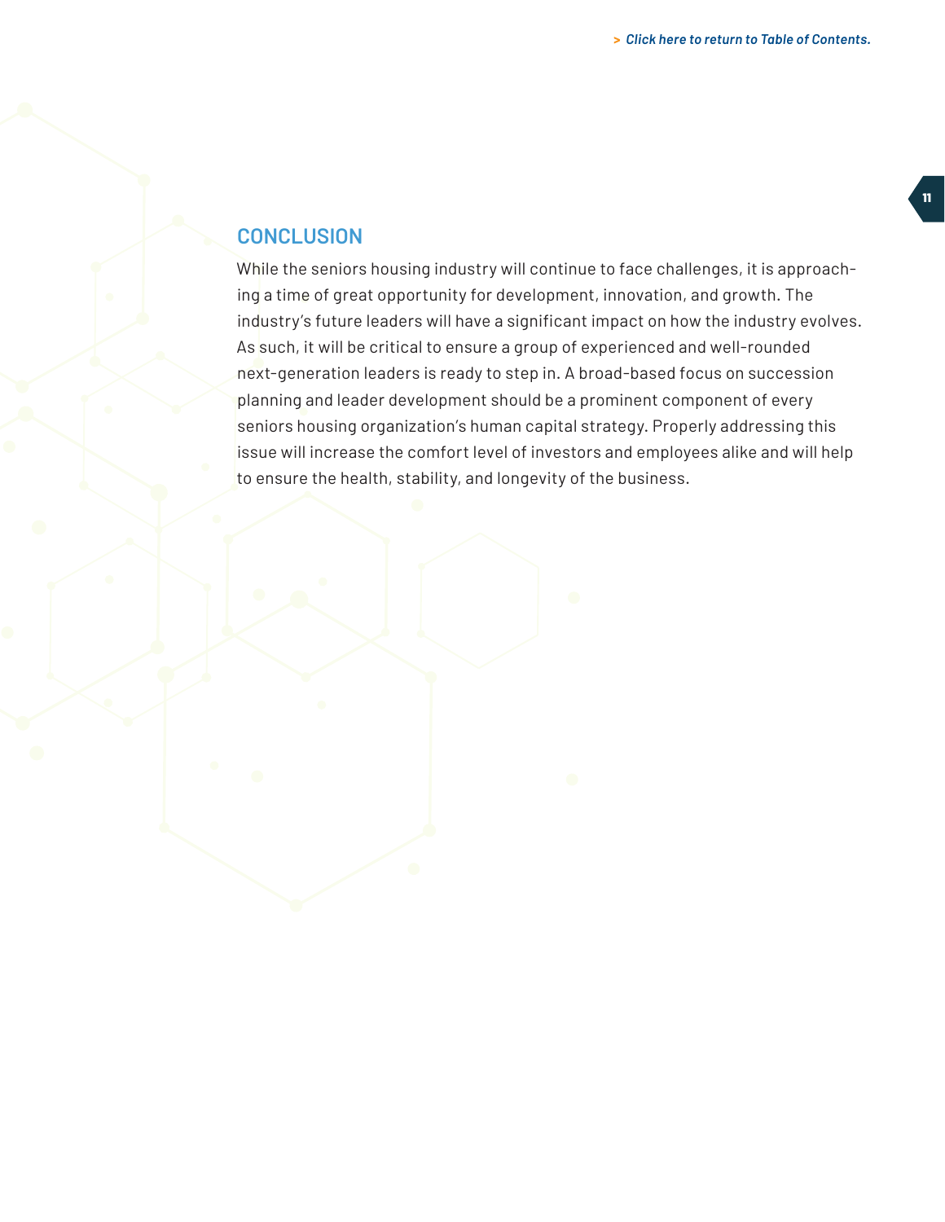## CONCLUSION

While the seniors housing industry will continue to face challenges, it is approaching a time of great opportunity for development, innovation, and growth. The industry's future leaders will have a significant impact on how the industry evolves. As such, it will be critical to ensure a group of experienced and well-rounded next-generation leaders is ready to step in. A broad-based focus on succession planning and leader development should be a prominent component of every seniors housing organization's human capital strategy. Properly addressing this issue will increase the comfort level of investors and employees alike and will help to ensure the health, stability, and longevity of the business.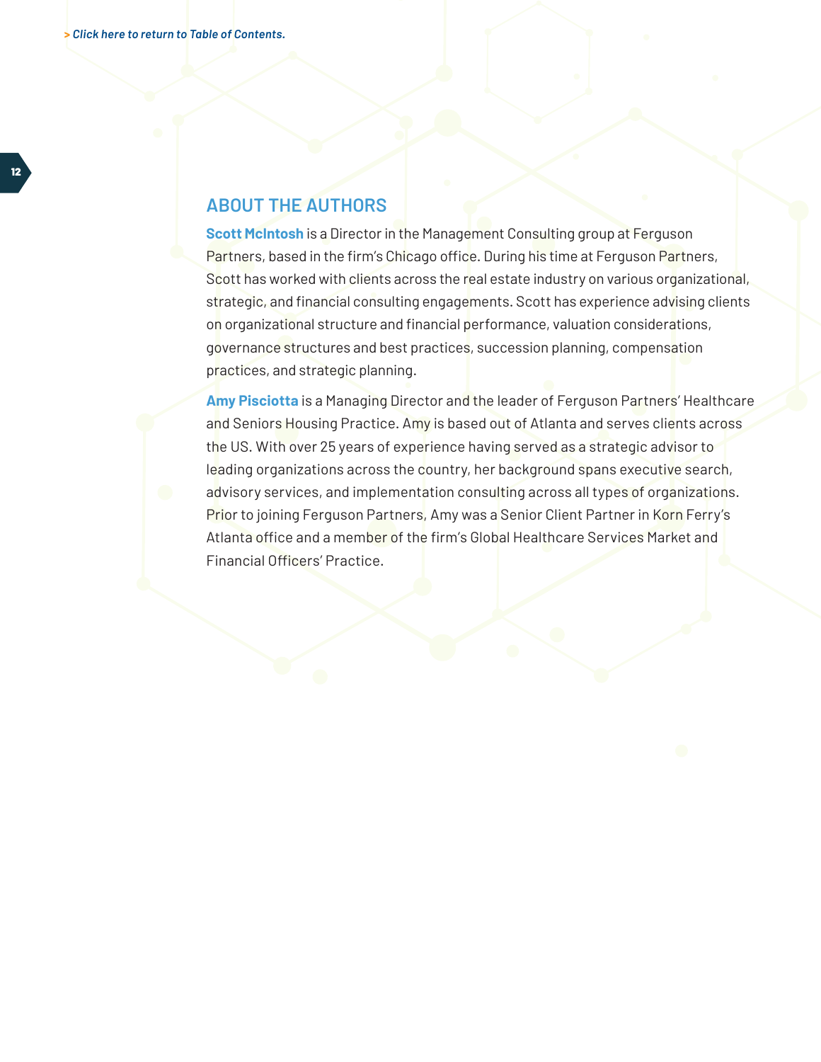> *Click here to return to Table of Contents.*

## ABOUT THE AUTHORS

**Scott McIntosh** is a Director in the Management Consulting group at Ferguson Partners, based in the firm's Chicago office. During his time at Ferguson Partners, Scott has worked with clients across the real estate industry on various organizational, strategic, and financial consulting engagements. Scott has experience advising clients on organizational structure and financial performance, valuation considerations, governance structures and best practices, succession planning, compensation practices, and strategic planning.

**Amy Pisciotta** is a Managing Director and the leader of Ferguson Partners' Healthcare and Seniors Housing Practice. Amy is based out of Atlanta and serves clients across the US. With over 25 years of experience having served as a strategic advisor to leading organizations across the country, her background spans executive search, advisory services, and implementation consulting across all types of organizations. Prior to joining Ferguson Partners, Amy was a Senior Client Partner in Korn Ferry's Atlanta office and a member of the firm's Global Healthcare Services Market and Financial Officers' Practice.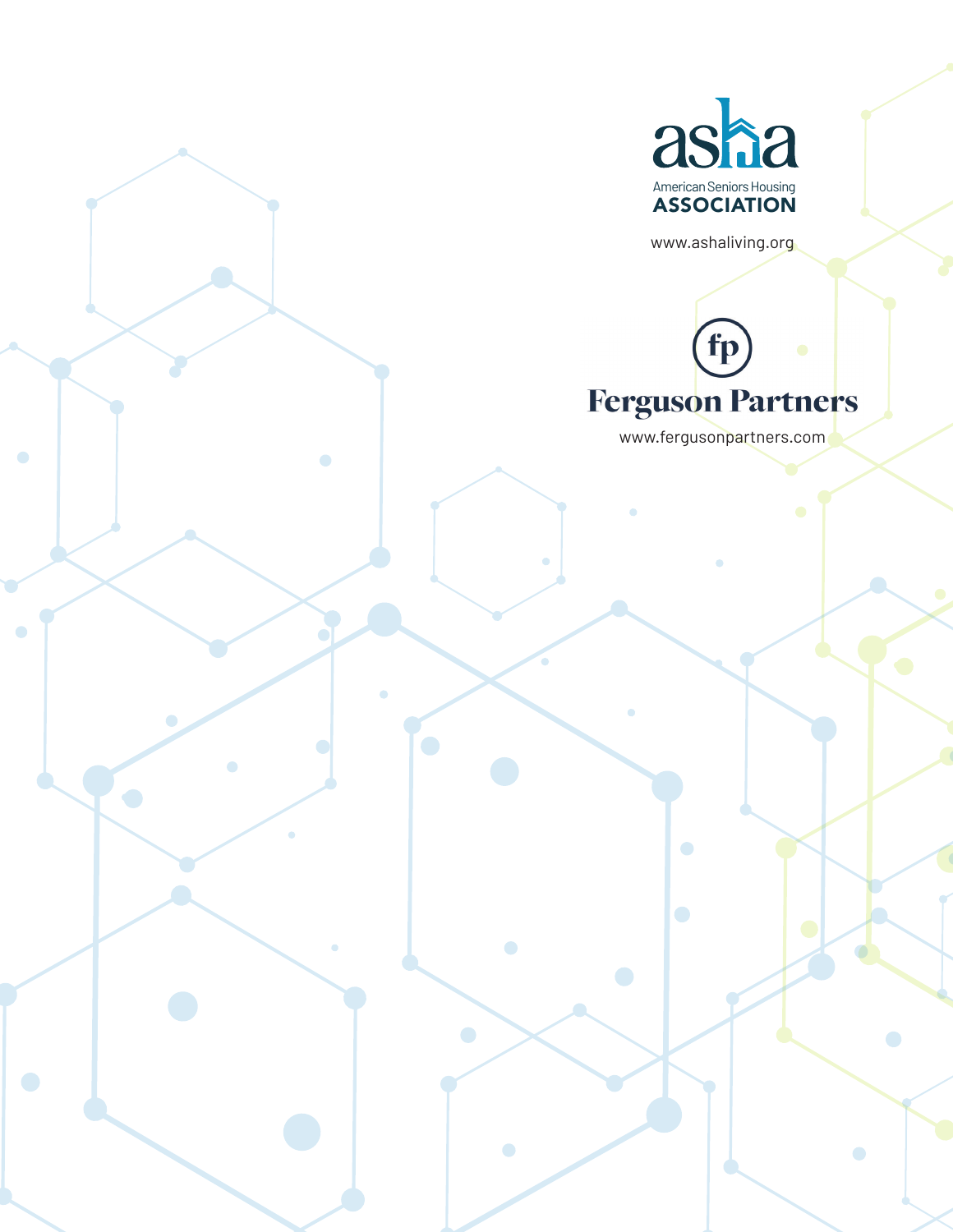asha

American Seniors Housing

ASSOCIATION

www.ashaliving.org

fp

Ferguson Partners

www.fergusonpartners.com